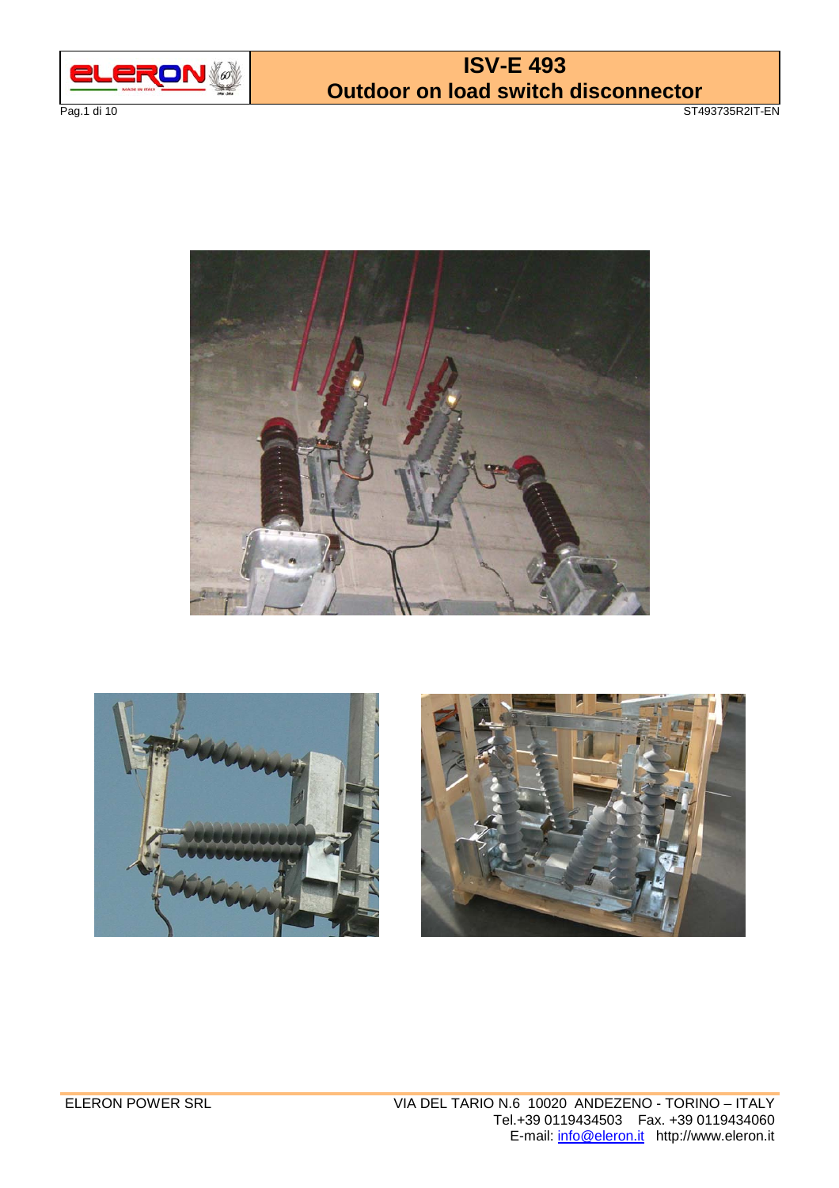# ISV-E 493
## Outdoor on load switch disconnector

ELERON POWER SRL

VIA DEL TARIO N.6 10020 ANDEZENO - TORINO – ITALY
Tel.+39 0119434503 Fax. +39 0119434060
E-mail: info@eleron.it http://www.eleron.it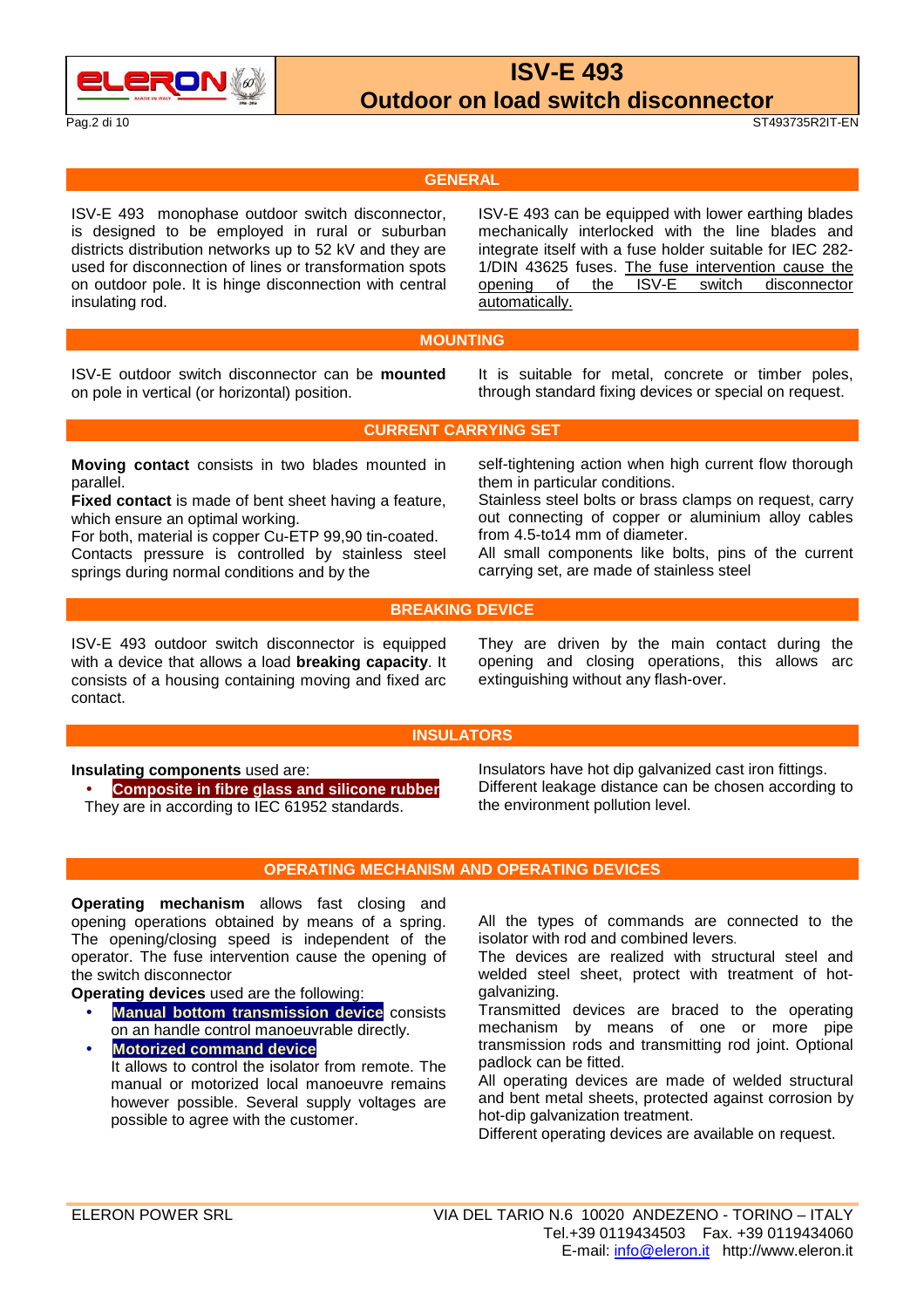## GENERAL

ISV-E 493 monophase outdoor switch disconnector, is designed to be employed in rural or suburban districts distribution networks up to 52 kV and they are used for disconnection of lines or transformation spots on outdoor pole. It is hinge disconnection with central insulating rod.

ISV-E 493 can be equipped with lower earthing blades mechanically interlocked with the line blades and integrate itself with a fuse holder suitable for IEC 282-1/DIN 43625 fuses. The fuse intervention cause the opening of the ISV-E switch disconnector automatically.

## MOUNTING

ISV-E outdoor switch disconnector can be **mounted** on pole in vertical (or horizontal) position.

It is suitable for metal, concrete or timber poles, through standard fixing devices or special on request.

## CURRENT CARRYING SET

**Moving contact** consists in two blades mounted in parallel.
**Fixed contact** is made of bent sheet having a feature, which ensure an optimal working.
For both, material is copper Cu-ETP 99,90 tin-coated.
Contacts pressure is controlled by stainless steel springs during normal conditions and by the self-tightening action when high current flow thorough them in particular conditions.
Stainless steel bolts or brass clamps on request, carry out connecting of copper or aluminium alloy cables from 4.5-to14 mm of diameter.
All small components like bolts, pins of the current carrying set, are made of stainless steel

## BREAKING DEVICE

ISV-E 493 outdoor switch disconnector is equipped with a device that allows a load **breaking capacity**. It consists of a housing containing moving and fixed arc contact.

They are driven by the main contact during the opening and closing operations, this allows arc extinguishing without any flash-over.

## INSULATORS

**Insulating components** used are:

- **Composite in fibre glass and silicone rubber**

They are in according to IEC 61952 standards.

Insulators have hot dip galvanized cast iron fittings.
Different leakage distance can be chosen according to the environment pollution level.

## OPERATING MECHANISM AND OPERATING DEVICES

**Operating mechanism** allows fast closing and opening operations obtained by means of a spring. The opening/closing speed is independent of the operator. The fuse intervention cause the opening of the switch disconnector

**Operating devices** used are the following:

- **Manual bottom transmission device** consists on an handle control manoeuvrable directly.
- **Motorized command device**
  It allows to control the isolator from remote. The manual or motorized local manoeuvre remains however possible. Several supply voltages are possible to agree with the customer.

All the types of commands are connected to the isolator with rod and combined levers.
The devices are realized with structural steel and welded steel sheet, protect with treatment of hot-galvanizing.
Transmitted devices are braced to the operating mechanism by means of one or more pipe transmission rods and transmitting rod joint. Optional padlock can be fitted.
All operating devices are made of welded structural and bent metal sheets, protected against corrosion by hot-dip galvanization treatment.
Different operating devices are available on request.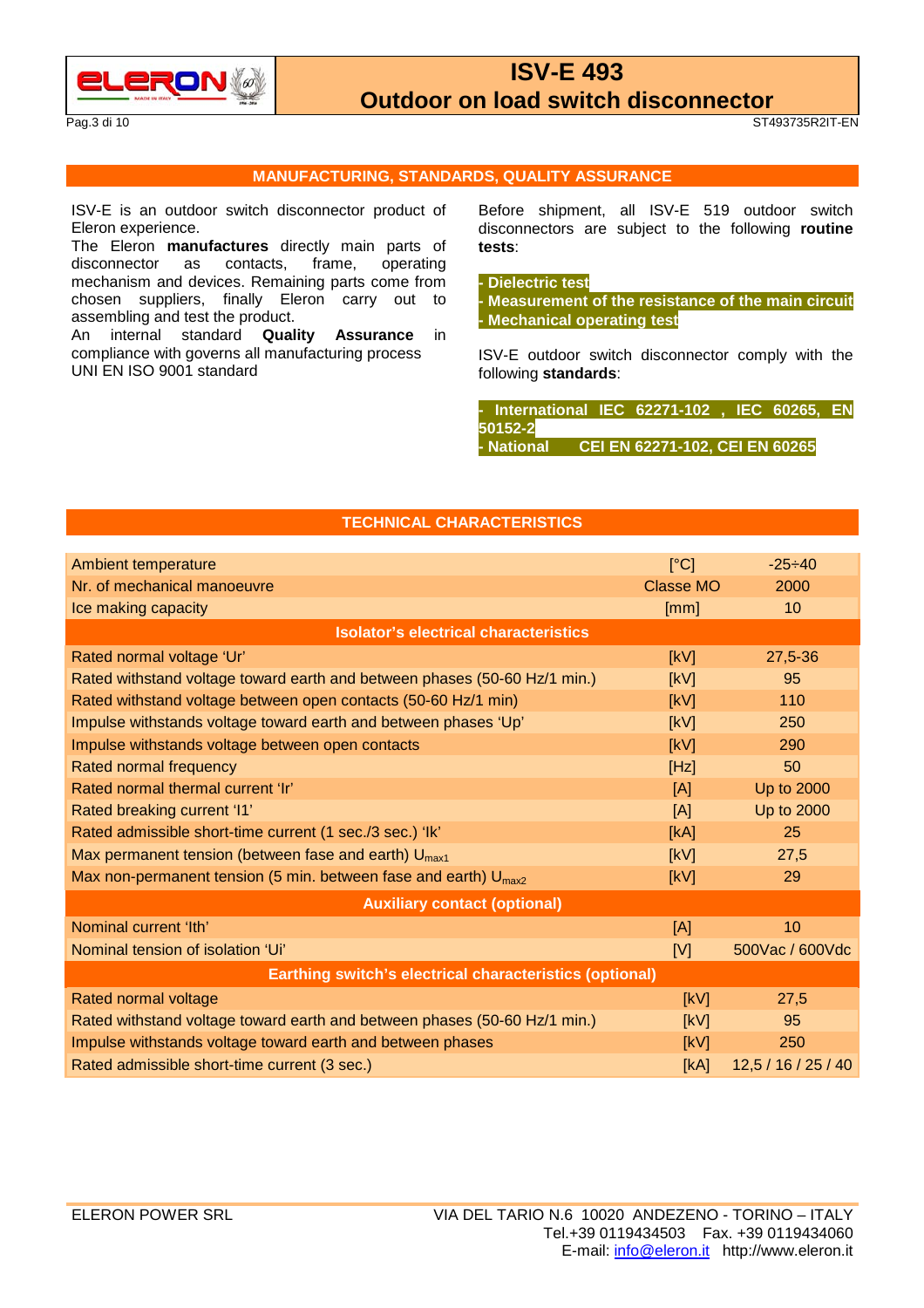## MANUFACTURING, STANDARDS, QUALITY ASSURANCE

ISV-E is an outdoor switch disconnector product of Eleron experience.
The Eleron **manufactures** directly main parts of disconnector as contacts, frame, operating mechanism and devices. Remaining parts come from chosen suppliers, finally Eleron carry out to assembling and test the product.
An internal standard **Quality Assurance** in compliance with governs all manufacturing process UNI EN ISO 9001 standard

Before shipment, all ISV-E 519 outdoor switch disconnectors are subject to the following **routine tests**:

- **Dielectric test**
- **Measurement of the resistance of the main circuit**
- **Mechanical operating test**

ISV-E outdoor switch disconnector comply with the following **standards**:

- **International IEC 62271-102 , IEC 60265, EN 50152-2**
- **National CEI EN 62271-102, CEI EN 60265**

## TECHNICAL CHARACTERISTICS

| | | |
|---|---|---|
| Ambient temperature | [°C] | -25÷40 |
| Nr. of mechanical manoeuvre | Classe MO | 2000 |
| Ice making capacity | [mm] | 10 |
| **Isolator's electrical characteristics** | | |
| Rated normal voltage 'Ur' | [kV] | 27,5-36 |
| Rated withstand voltage toward earth and between phases (50-60 Hz/1 min.) | [kV] | 95 |
| Rated withstand voltage between open contacts (50-60 Hz/1 min) | [kV] | 110 |
| Impulse withstands voltage toward earth and between phases 'Up' | [kV] | 250 |
| Impulse withstands voltage between open contacts | [kV] | 290 |
| Rated normal frequency | [Hz] | 50 |
| Rated normal thermal current 'Ir' | [A] | Up to 2000 |
| Rated breaking current 'I1' | [A] | Up to 2000 |
| Rated admissible short-time current (1 sec./3 sec.) 'Ik' | [kA] | 25 |
| Max permanent tension (between fase and earth) $U_{max1}$ | [kV] | 27,5 |
| Max non-permanent tension (5 min. between fase and earth) $U_{max2}$ | [kV] | 29 |
| **Auxiliary contact (optional)** | | |
| Nominal current 'Ith' | [A] | 10 |
| Nominal tension of isolation 'Ui' | [V] | 500Vac / 600Vdc |
| **Earthing switch's electrical characteristics (optional)** | | |
| Rated normal voltage | [kV] | 27,5 |
| Rated withstand voltage toward earth and between phases (50-60 Hz/1 min.) | [kV] | 95 |
| Impulse withstands voltage toward earth and between phases | [kV] | 250 |
| Rated admissible short-time current (3 sec.) | [kA] | 12,5 / 16 / 25 / 40 |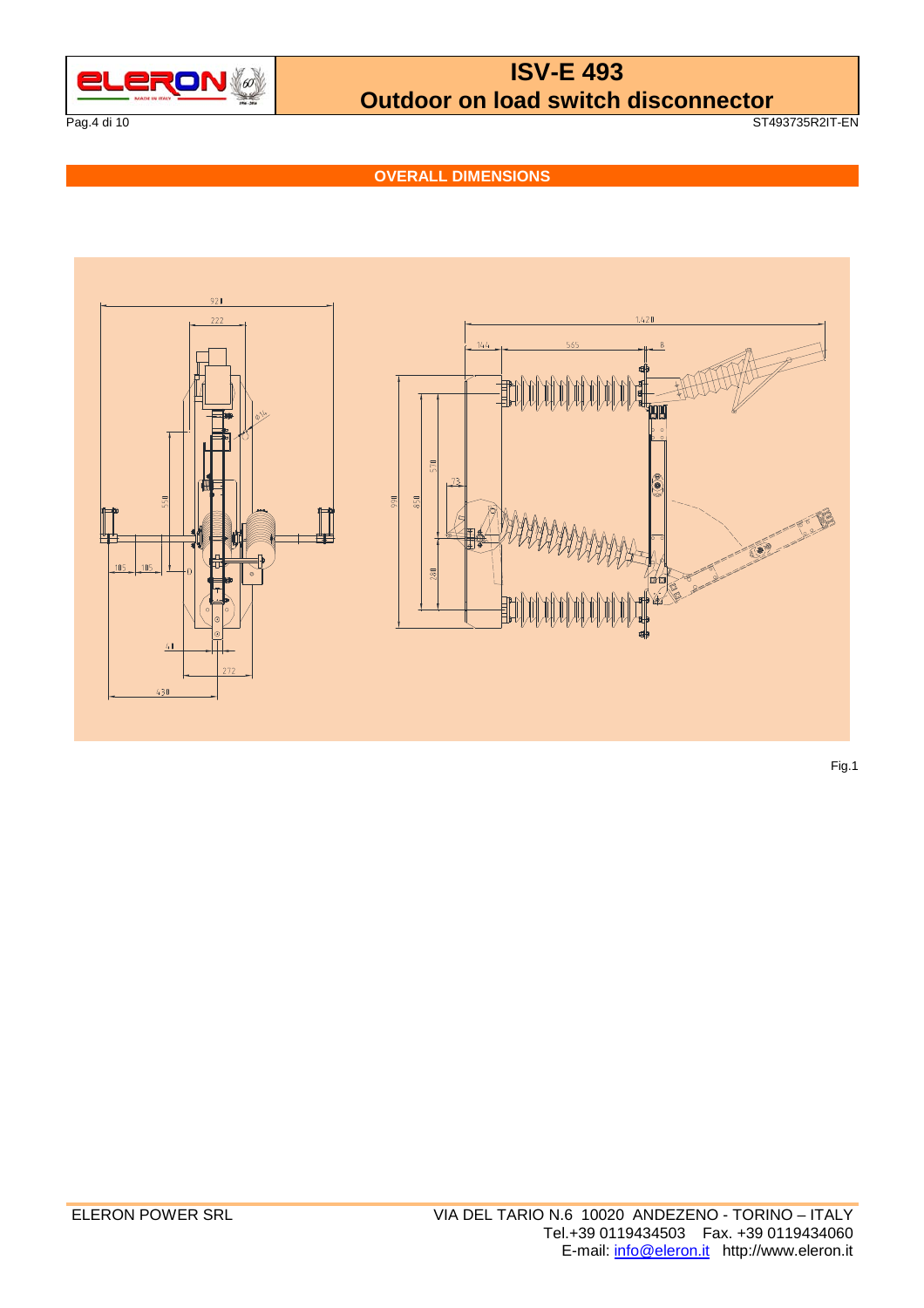## OVERALL DIMENSIONS

Fig.1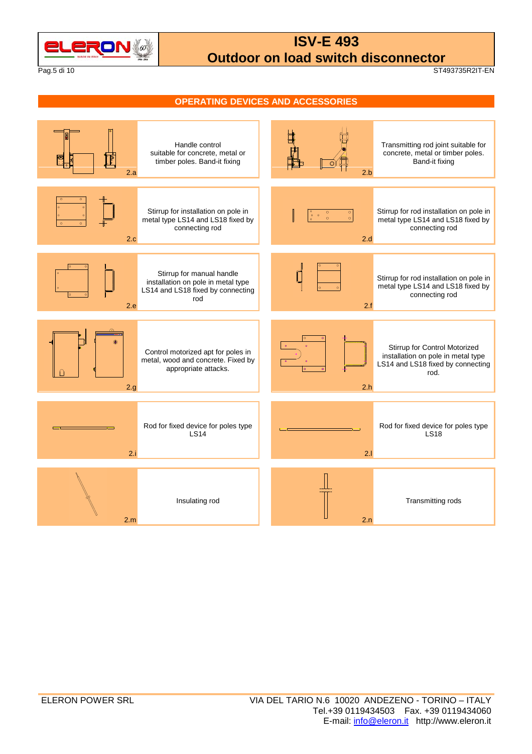## OPERATING DEVICES AND ACCESSORIES

| Ref. | Description | Ref. | Description |
|---|---|---|---|
| 2.a | Handle control suitable for concrete, metal or timber poles. Band-it fixing | 2.b | Transmitting rod joint suitable for concrete, metal or timber poles. Band-it fixing |
| 2.c | Stirrup for installation on pole in metal type LS14 and LS18 fixed by connecting rod | 2.d | Stirrup for rod installation on pole in metal type LS14 and LS18 fixed by connecting rod |
| 2.e | Stirrup for manual handle installation on pole in metal type LS14 and LS18 fixed by connecting rod | 2.f | Stirrup for rod installation on pole in metal type LS14 and LS18 fixed by connecting rod |
| 2.g | Control motorized apt for poles in metal, wood and concrete. Fixed by appropriate attacks. | 2.h | Stirrup for Control Motorized installation on pole in metal type LS14 and LS18 fixed by connecting rod. |
| 2.i | Rod for fixed device for poles type LS14 | 2.l | Rod for fixed device for poles type LS18 |
| 2.m | Insulating rod | 2.n | Transmitting rods |

ELERON POWER SRL

VIA DEL TARIO N.6 10020 ANDEZENO - TORINO – ITALY
Tel.+39 0119434503 Fax. +39 0119434060
E-mail: info@eleron.it http://www.eleron.it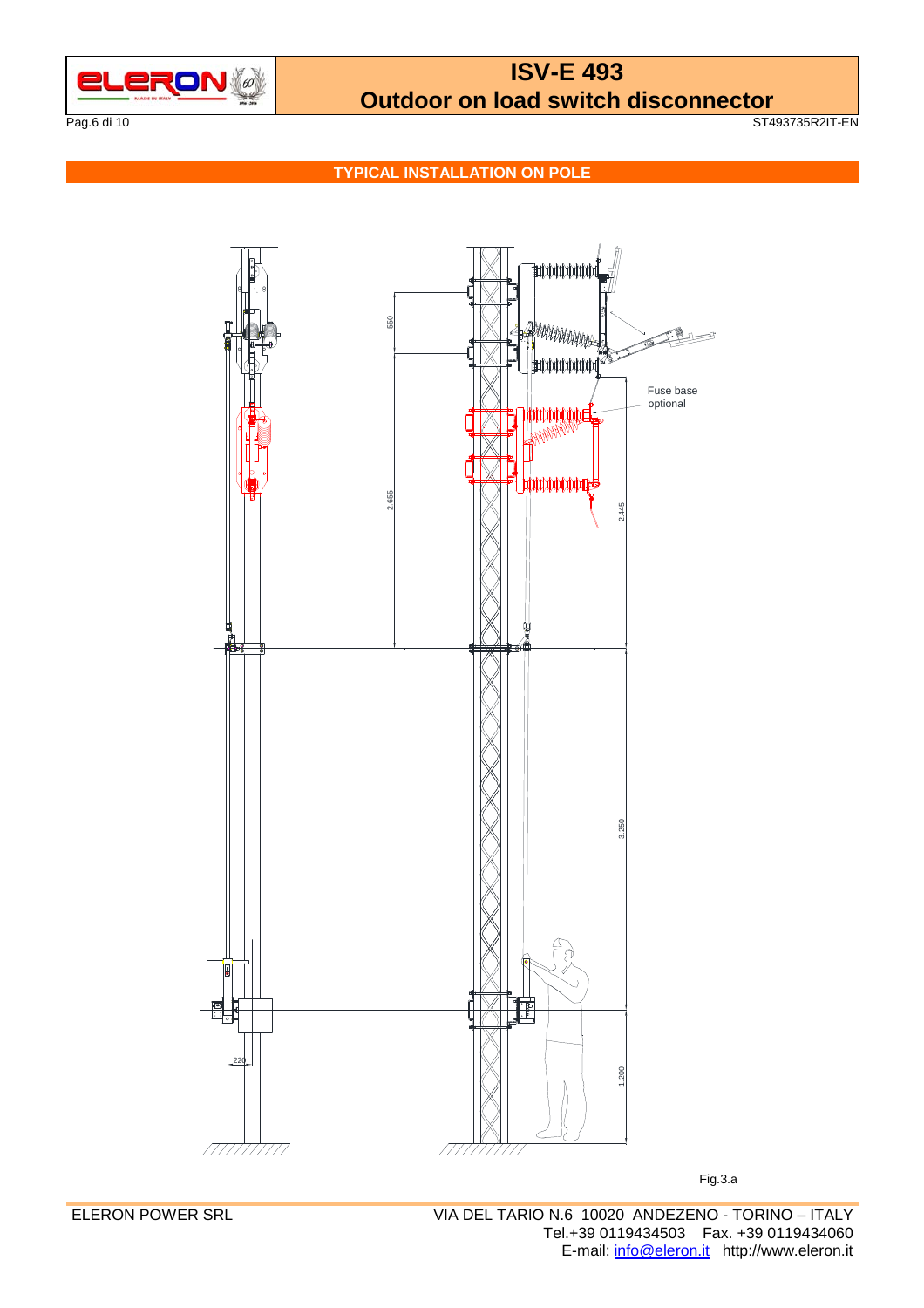## TYPICAL INSTALLATION ON POLE

550

2.655

Fuse base optional

2.445

3.250

1.200

220

Fig.3.a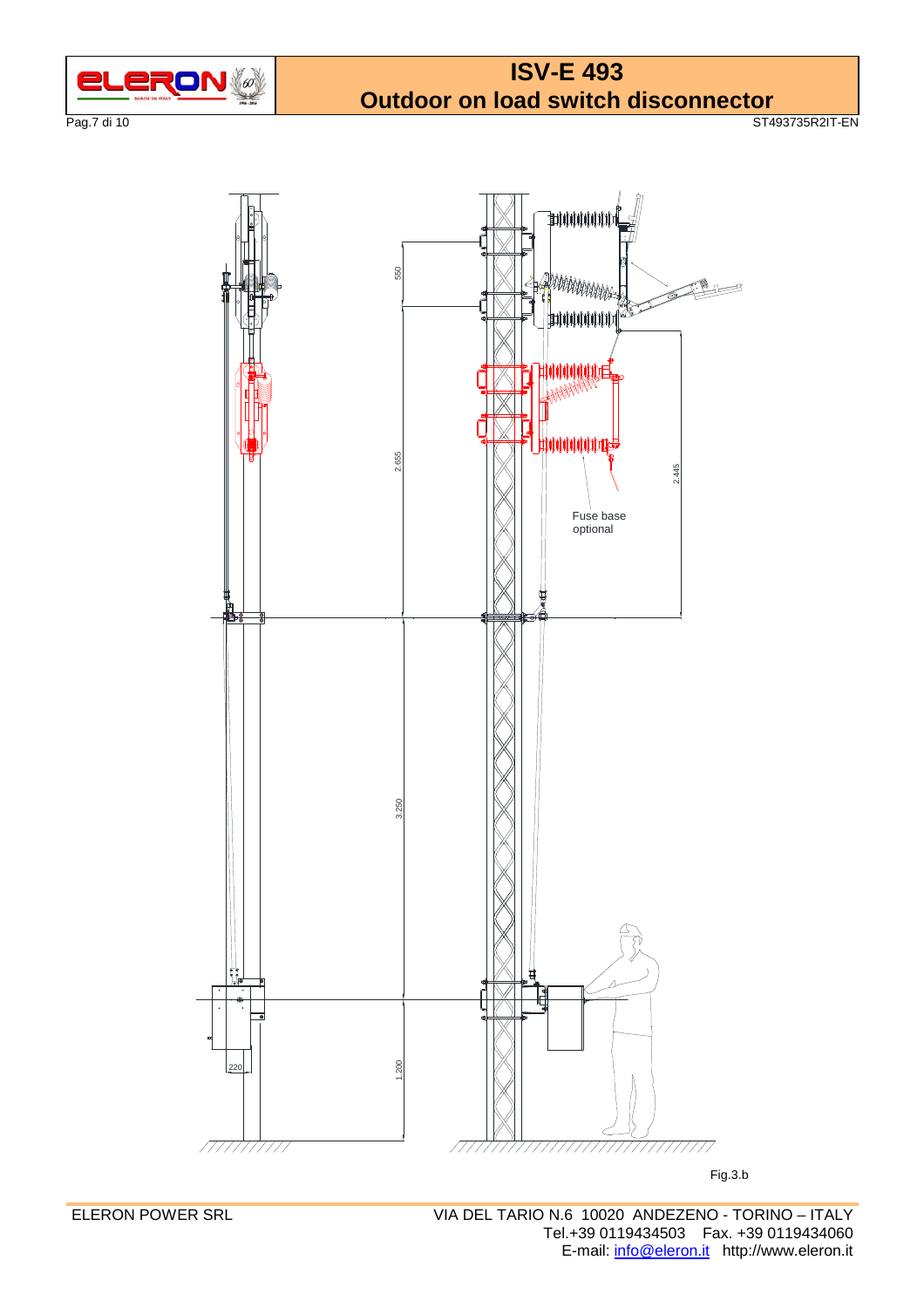550

2.655

3.250

1.200

220

2.445

Fuse base optional

Fig.3.b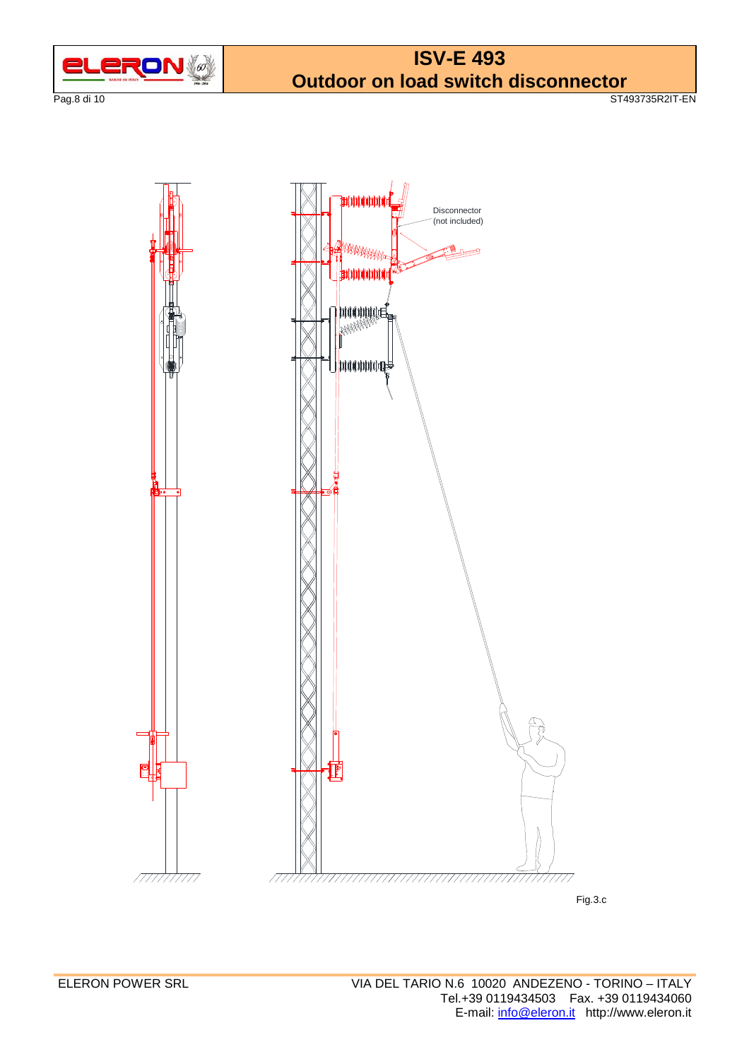Disconnector
(not included)

Fig.3.c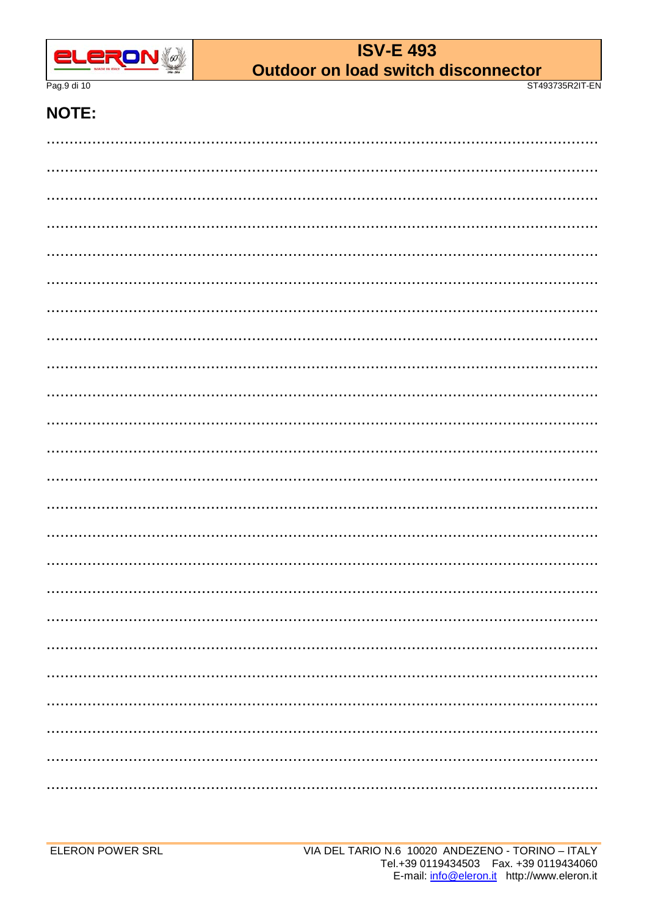## NOTE:

.......................................................................................................................................

.......................................................................................................................................

.......................................................................................................................................

.......................................................................................................................................

.......................................................................................................................................

.......................................................................................................................................

.......................................................................................................................................

.......................................................................................................................................

.......................................................................................................................................

.......................................................................................................................................

.......................................................................................................................................

.......................................................................................................................................

.......................................................................................................................................

.......................................................................................................................................

.......................................................................................................................................

.......................................................................................................................................

.......................................................................................................................................

.......................................................................................................................................

.......................................................................................................................................

.......................................................................................................................................

.......................................................................................................................................

.......................................................................................................................................

.......................................................................................................................................

.......................................................................................................................................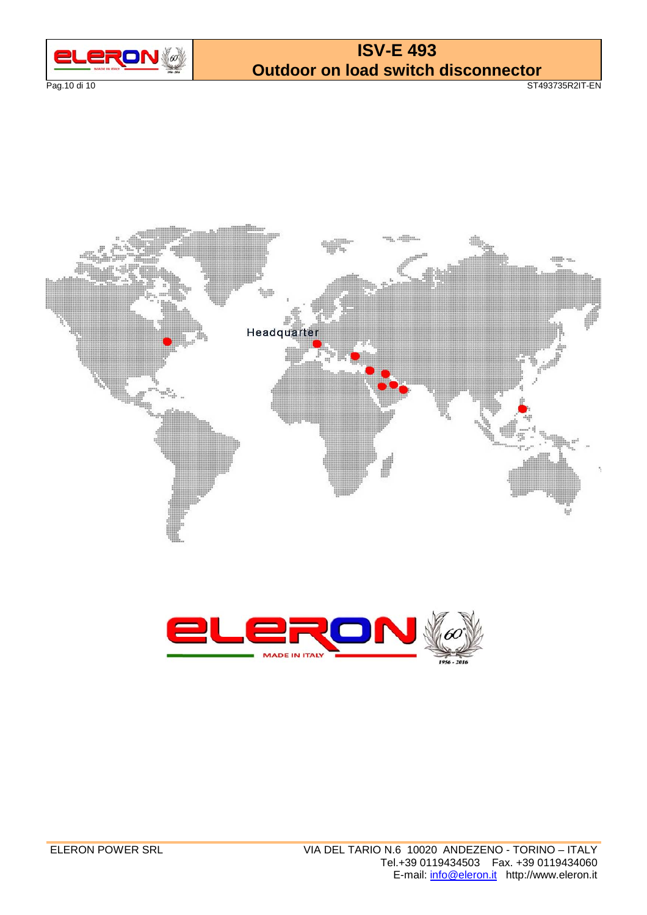Headquarter

ELERON POWER SRL

VIA DEL TARIO N.6 10020 ANDEZENO - TORINO – ITALY
Tel.+39 0119434503 Fax. +39 0119434060
E-mail: info@eleron.it http://www.eleron.it